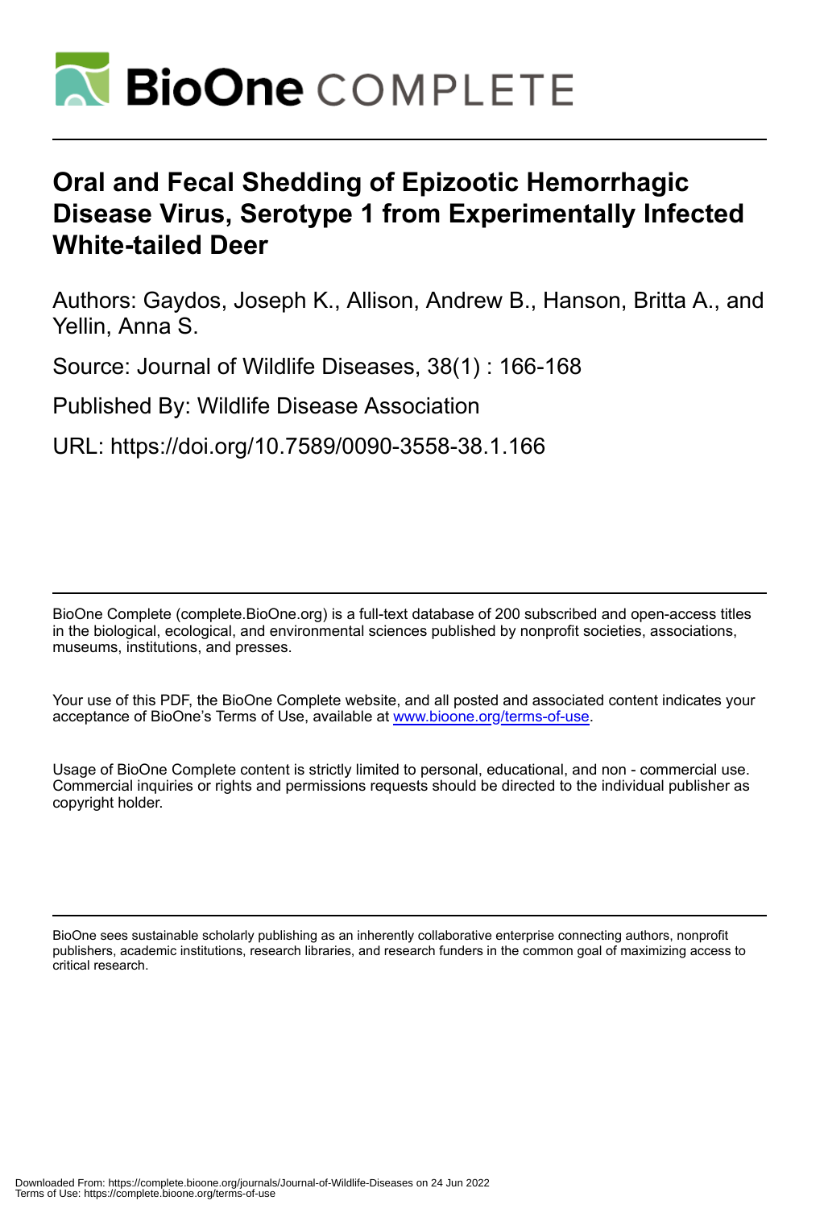# Oral and Fecal Shedding of Epizootic Hemorrhagic Disease Virus, Serotype 1 from Experimentally Infected White-tailed Deer

Authors: Gaydos, Joseph K., Allison, Andrew B., Hanson, Britta A., and Yellin, Anna S.

Source: Journal of Wildlife Diseases, 38(1) : 166-168

Published By: Wildlife Disease Association

URL: https://doi.org/10.7589/0090-3558-38.1.166

BioOne Complete (complete.BioOne.org) is a full-text database of 200 subscribed and open-access titles in the biological, ecological, and environmental sciences published by nonprofit societies, associations, museums, institutions, and presses.

Your use of this PDF, the BioOne Complete website, and all posted and associated content indicates your acceptance of BioOne's Terms of Use, available at www.bioone.org/terms-of-use.

Usage of BioOne Complete content is strictly limited to personal, educational, and non - commercial use. Commercial inquiries or rights and permissions requests should be directed to the individual publisher as copyright holder.

BioOne sees sustainable scholarly publishing as an inherently collaborative enterprise connecting authors, nonprofit publishers, academic institutions, research libraries, and research funders in the common goal of maximizing access to critical research.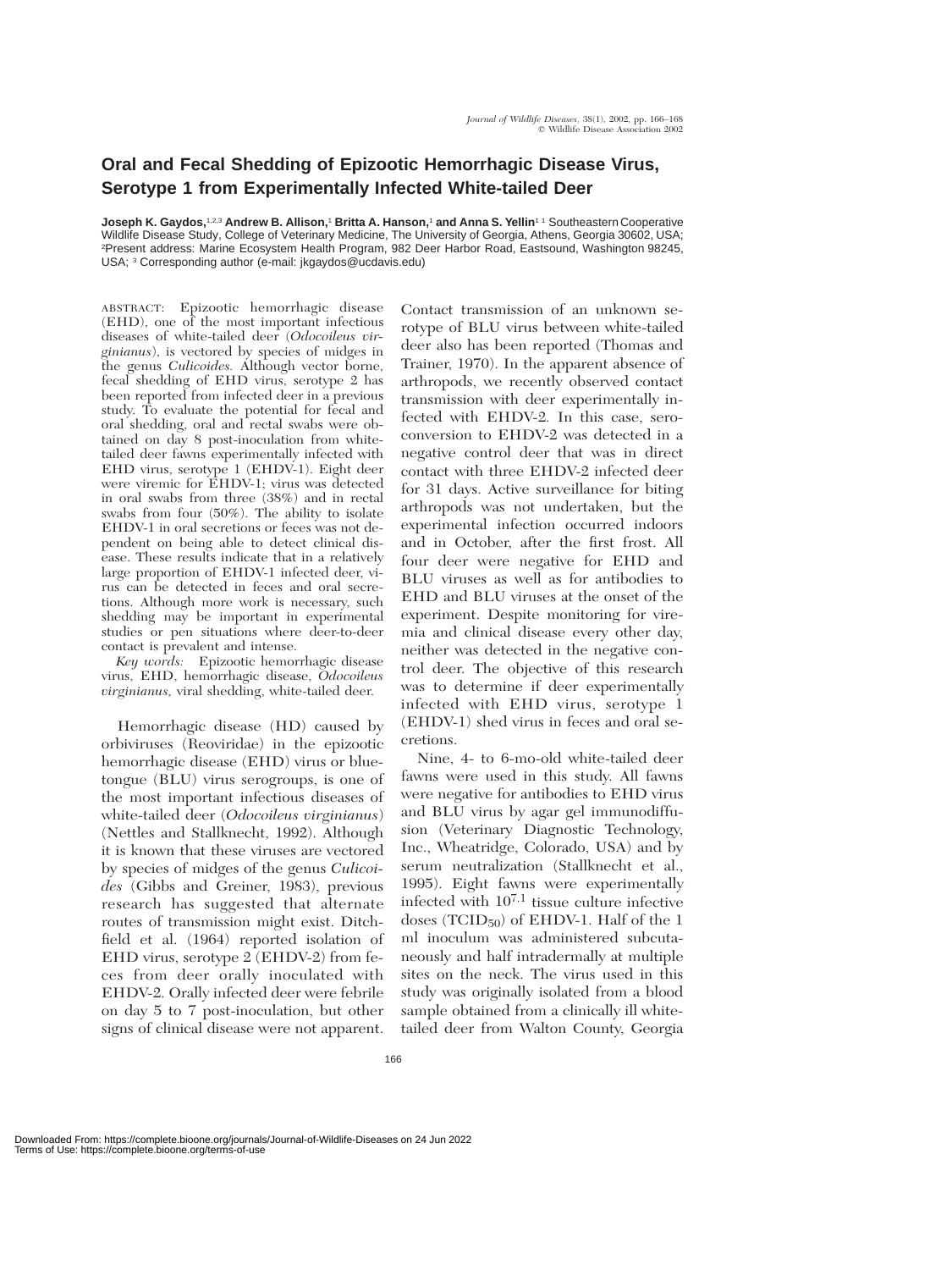# Oral and Fecal Shedding of Epizootic Hemorrhagic Disease Virus, Serotype 1 from Experimentally Infected White-tailed Deer

**Joseph K. Gaydos,**[1,2,3] **Andrew B. Allison,**[1] **Britta A. Hanson,**[1] **and Anna S. Yellin**[1] [1] Southeastern Cooperative Wildlife Disease Study, College of Veterinary Medicine, The University of Georgia, Athens, Georgia 30602, USA; [2]Present address: Marine Ecosystem Health Program, 982 Deer Harbor Road, Eastsound, Washington 98245, USA; [3] Corresponding author (e-mail: jkgaydos@ucdavis.edu)

ABSTRACT: Epizootic hemorrhagic disease (EHD), one of the most important infectious diseases of white-tailed deer (*Odocoileus virginianus*), is vectored by species of midges in the genus *Culicoides.* Although vector borne, fecal shedding of EHD virus, serotype 2 has been reported from infected deer in a previous study. To evaluate the potential for fecal and oral shedding, oral and rectal swabs were obtained on day 8 post-inoculation from white-tailed deer fawns experimentally infected with EHD virus, serotype 1 (EHDV-1). Eight deer were viremic for EHDV-1; virus was detected in oral swabs from three (38%) and in rectal swabs from four (50%). The ability to isolate EHDV-1 in oral secretions or feces was not dependent on being able to detect clinical disease. These results indicate that in a relatively large proportion of EHDV-1 infected deer, virus can be detected in feces and oral secretions. Although more work is necessary, such shedding may be important in experimental studies or pen situations where deer-to-deer contact is prevalent and intense.

*Key words:* Epizootic hemorrhagic disease virus, EHD, hemorrhagic disease, *Odocoileus virginianus,* viral shedding, white-tailed deer.

Hemorrhagic disease (HD) caused by orbiviruses (Reoviridae) in the epizootic hemorrhagic disease (EHD) virus or bluetongue (BLU) virus serogroups, is one of the most important infectious diseases of white-tailed deer (*Odocoileus virginianus*) (Nettles and Stallknecht, 1992). Although it is known that these viruses are vectored by species of midges of the genus *Culicoides* (Gibbs and Greiner, 1983), previous research has suggested that alternate routes of transmission might exist. Ditchfield et al. (1964) reported isolation of EHD virus, serotype 2 (EHDV-2) from feces from deer orally inoculated with EHDV-2. Orally infected deer were febrile on day 5 to 7 post-inoculation, but other signs of clinical disease were not apparent. Contact transmission of an unknown serotype of BLU virus between white-tailed deer also has been reported (Thomas and Trainer, 1970). In the apparent absence of arthropods, we recently observed contact transmission with deer experimentally infected with EHDV-2. In this case, seroconversion to EHDV-2 was detected in a negative control deer that was in direct contact with three EHDV-2 infected deer for 31 days. Active surveillance for biting arthropods was not undertaken, but the experimental infection occurred indoors and in October, after the first frost. All four deer were negative for EHD and BLU viruses as well as for antibodies to EHD and BLU viruses at the onset of the experiment. Despite monitoring for viremia and clinical disease every other day, neither was detected in the negative control deer. The objective of this research was to determine if deer experimentally infected with EHD virus, serotype 1 (EHDV-1) shed virus in feces and oral secretions.

Nine, 4- to 6-mo-old white-tailed deer fawns were used in this study. All fawns were negative for antibodies to EHD virus and BLU virus by agar gel immunodiffusion (Veterinary Diagnostic Technology, Inc., Wheatridge, Colorado, USA) and by serum neutralization (Stallknecht et al., 1995). Eight fawns were experimentally infected with $10^{7.1}$ tissue culture infective doses ($TCID_{50}$) of EHDV-1. Half of the 1 ml inoculum was administered subcutaneously and half intradermally at multiple sites on the neck. The virus used in this study was originally isolated from a blood sample obtained from a clinically ill white-tailed deer from Walton County, Georgia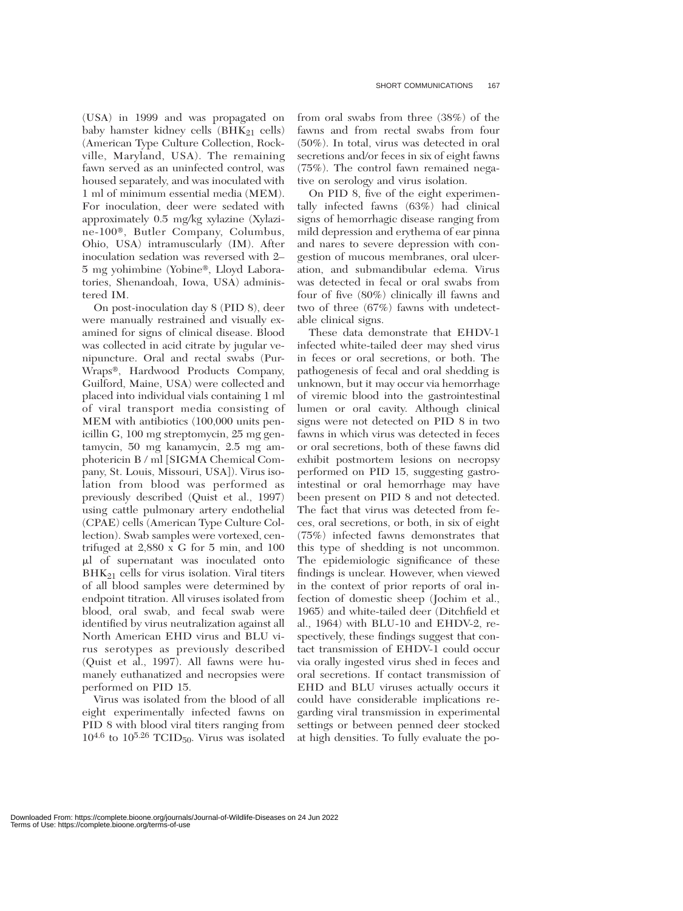(USA) in 1999 and was propagated on baby hamster kidney cells ($BHK_{21}$ cells) (American Type Culture Collection, Rockville, Maryland, USA). The remaining fawn served as an uninfected control, was housed separately, and was inoculated with 1 ml of minimum essential media (MEM). For inoculation, deer were sedated with approximately 0.5 mg/kg xylazine (Xylazine-100®, Butler Company, Columbus, Ohio, USA) intramuscularly (IM). After inoculation sedation was reversed with 2–5 mg yohimbine (Yobine®, Lloyd Laboratories, Shenandoah, Iowa, USA) administered IM.

On post-inoculation day 8 (PID 8), deer were manually restrained and visually examined for signs of clinical disease. Blood was collected in acid citrate by jugular venipuncture. Oral and rectal swabs (Pur-Wraps®, Hardwood Products Company, Guilford, Maine, USA) were collected and placed into individual vials containing 1 ml of viral transport media consisting of MEM with antibiotics (100,000 units penicillin G, 100 mg streptomycin, 25 mg gentamycin, 50 mg kanamycin, 2.5 mg amphotericin B / ml [SIGMA Chemical Company, St. Louis, Missouri, USA]). Virus isolation from blood was performed as previously described (Quist et al., 1997) using cattle pulmonary artery endothelial (CPAE) cells (American Type Culture Collection). Swab samples were vortexed, centrifuged at 2,880 x G for 5 min, and 100 μl of supernatant was inoculated onto $BHK_{21}$ cells for virus isolation. Viral titers of all blood samples were determined by endpoint titration. All viruses isolated from blood, oral swab, and fecal swab were identified by virus neutralization against all North American EHD virus and BLU virus serotypes as previously described (Quist et al., 1997). All fawns were humanely euthanatized and necropsies were performed on PID 15.

Virus was isolated from the blood of all eight experimentally infected fawns on PID 8 with blood viral titers ranging from $10^{4.6}$ to $10^{5.26}$ $TCID_{50}$. Virus was isolated from oral swabs from three (38%) of the fawns and from rectal swabs from four (50%). In total, virus was detected in oral secretions and/or feces in six of eight fawns (75%). The control fawn remained negative on serology and virus isolation.

On PID 8, five of the eight experimentally infected fawns (63%) had clinical signs of hemorrhagic disease ranging from mild depression and erythema of ear pinna and nares to severe depression with congestion of mucous membranes, oral ulceration, and submandibular edema. Virus was detected in fecal or oral swabs from four of five (80%) clinically ill fawns and two of three (67%) fawns with undetectable clinical signs.

These data demonstrate that EHDV-1 infected white-tailed deer may shed virus in feces or oral secretions, or both. The pathogenesis of fecal and oral shedding is unknown, but it may occur via hemorrhage of viremic blood into the gastrointestinal lumen or oral cavity. Although clinical signs were not detected on PID 8 in two fawns in which virus was detected in feces or oral secretions, both of these fawns did exhibit postmortem lesions on necropsy performed on PID 15, suggesting gastrointestinal or oral hemorrhage may have been present on PID 8 and not detected. The fact that virus was detected from feces, oral secretions, or both, in six of eight (75%) infected fawns demonstrates that this type of shedding is not uncommon. The epidemiologic significance of these findings is unclear. However, when viewed in the context of prior reports of oral infection of domestic sheep (Jochim et al., 1965) and white-tailed deer (Ditchfield et al., 1964) with BLU-10 and EHDV-2, respectively, these findings suggest that contact transmission of EHDV-1 could occur via orally ingested virus shed in feces and oral secretions. If contact transmission of EHD and BLU viruses actually occurs it could have considerable implications regarding viral transmission in experimental settings or between penned deer stocked at high densities. To fully evaluate the po-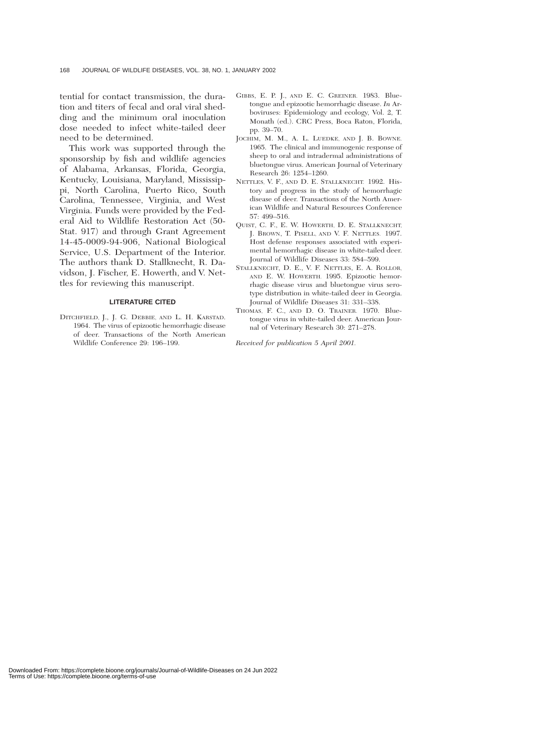tential for contact transmission, the duration and titers of fecal and oral viral shedding and the minimum oral inoculation dose needed to infect white-tailed deer need to be determined.

This work was supported through the sponsorship by fish and wildlife agencies of Alabama, Arkansas, Florida, Georgia, Kentucky, Louisiana, Maryland, Mississippi, North Carolina, Puerto Rico, South Carolina, Tennessee, Virginia, and West Virginia. Funds were provided by the Federal Aid to Wildlife Restoration Act (50-Stat. 917) and through Grant Agreement 14-45-0009-94-906, National Biological Service, U.S. Department of the Interior. The authors thank D. Stallknecht, R. Davidson, J. Fischer, E. Howerth, and V. Nettles for reviewing this manuscript.

## LITERATURE CITED

DITCHFIELD, J., J. G. DEBBIE, AND L. H. KARSTAD. 1964. The virus of epizootic hemorrhagic disease of deer. Transactions of the North American Wildlife Conference 29: 196–199.

GIBBS, E. P. J., AND E. C. GREINER. 1983. Bluetongue and epizootic hemorrhagic disease. *In* Arboviruses: Epidemiology and ecology, Vol. 2, T. Monath (ed.). CRC Press, Boca Raton, Florida, pp. 39–70.

JOCHIM, M. M., A. L. LUEDKE, AND J. B. BOWNE. 1965. The clinical and immunogenic response of sheep to oral and intradermal administrations of bluetongue virus. American Journal of Veterinary Research 26: 1254–1260.

NETTLES, V. F., AND D. E. STALLKNECHT. 1992. History and progress in the study of hemorrhagic disease of deer. Transactions of the North American Wildlife and Natural Resources Conference 57: 499–516.

QUIST, C. F., E. W. HOWERTH, D. E. STALLKNECHT, J. BROWN, T. PISELL, AND V. F. NETTLES. 1997. Host defense responses associated with experimental hemorrhagic disease in white-tailed deer. Journal of Wildlife Diseases 33: 584–599.

STALLKNECHT, D. E., V. F. NETTLES, E. A. ROLLOR, AND E. W. HOWERTH. 1995. Epizootic hemorrhagic disease virus and bluetongue virus serotype distribution in white-tailed deer in Georgia. Journal of Wildlife Diseases 31: 331–338.

THOMAS, F. C., AND D. O. TRAINER. 1970. Bluetongue virus in white-tailed deer. American Journal of Veterinary Research 30: 271–278.

*Received for publication 5 April 2001.*